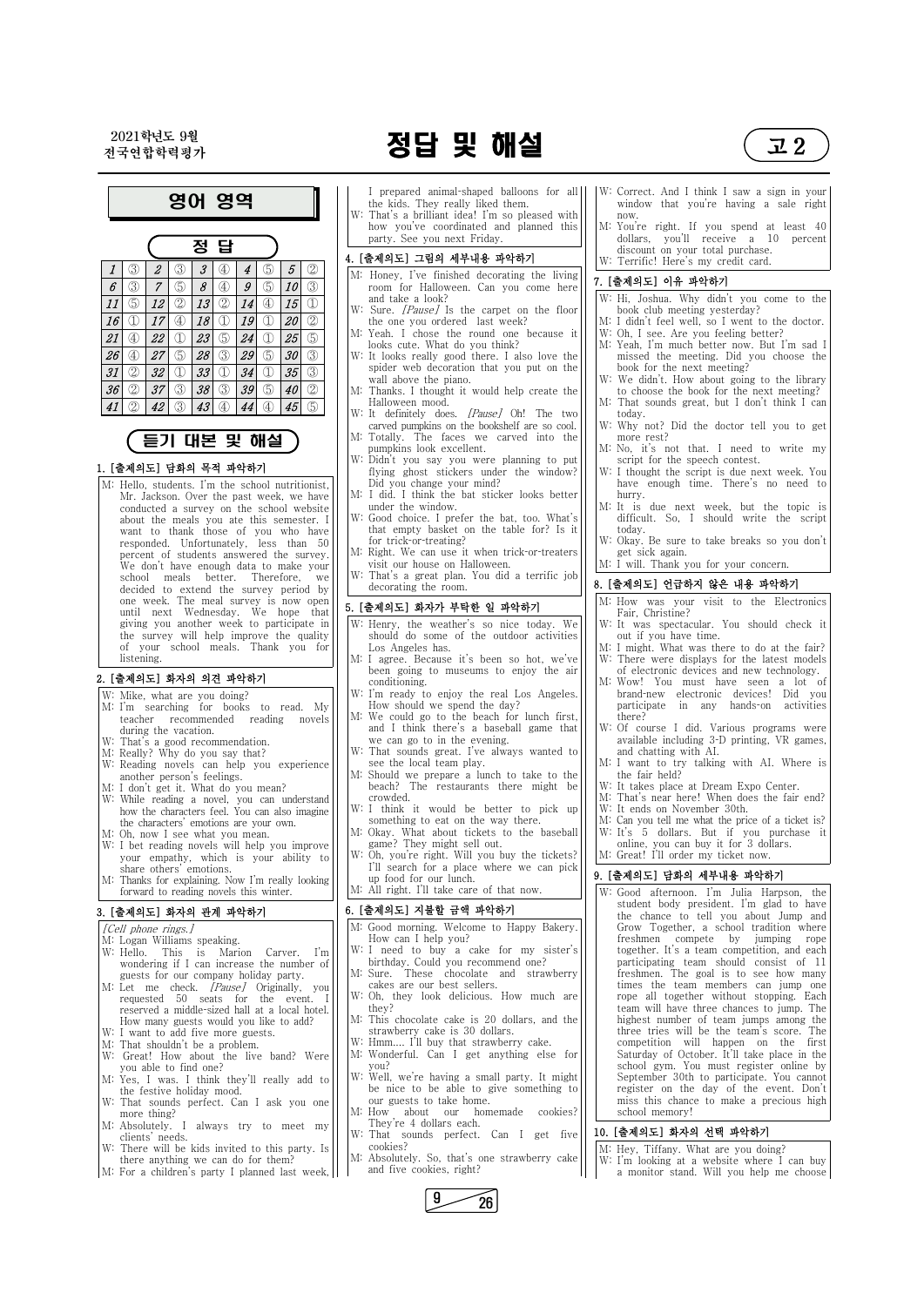2021학년도 9월 전국연합학력평가

# 정답 및 해설

고2

## 영어 영역

### 정 답

| | | | | | | | | | |
|---|---|---|---|---|---|---|---|---|---|
| 1 | ③ | 2 | ③ | 3 | ④ | 4 | ⑤ | 5 | ② |
| 6 | ③ | 7 | ⑤ | 8 | ④ | 9 | ⑤ | 10 | ③ |
| 11 | ⑤ | 12 | ② | 13 | ② | 14 | ④ | 15 | ① |
| 16 | ① | 17 | ④ | 18 | ① | 19 | ① | 20 | ② |
| 21 | ④ | 22 | ① | 23 | ⑤ | 24 | ① | 25 | ⑤ |
| 26 | ④ | 27 | ⑤ | 28 | ③ | 29 | ⑤ | 30 | ③ |
| 31 | ② | 32 | ① | 33 | ① | 34 | ① | 35 | ③ |
| 36 | ② | 37 | ③ | 38 | ③ | 39 | ⑤ | 40 | ② |
| 41 | ② | 42 | ③ | 43 | ④ | 44 | ④ | 45 | ⑤ |

### 듣기 대본 및 해설

**1. [출제의도] 담화의 목적 파악하기**

M: Hello, students. I'm the school nutritionist, Mr. Jackson. Over the past week, we have conducted a survey on the school website about the meals you ate this semester. I want to thank those of you who have responded. Unfortunately, less than 50 percent of students answered the survey. We don't have enough data to make your school meals better. Therefore, we decided to extend the survey period by one week. The meal survey is now open until next Wednesday. We hope that giving you another week to participate in the survey will help improve the quality of your school meals. Thank you for listening.

**2. [출제의도] 화자의 의견 파악하기**

W: Mike, what are you doing?
M: I'm searching for books to read. My teacher recommended reading novels during the vacation.
W: That's a good recommendation.
M: Really? Why do you say that?
W: Reading novels can help you experience another person's feelings.
M: I don't get it. What do you mean?
W: While reading a novel, you can understand how the characters feel. You can also imagine the characters' emotions are your own.
M: Oh, now I see what you mean.
W: I bet reading novels will help you improve your empathy, which is your ability to share others' emotions.
M: Thanks for explaining. Now I'm really looking forward to reading novels this winter.

**3. [출제의도] 화자의 관계 파악하기**

*[Cell phone rings.]*
M: Logan Williams speaking.
W: Hello. This is Marion Carver. I'm wondering if I can increase the number of guests for our company holiday party.
M: Let me check. *[Pause]* Originally, you requested 50 seats for the event. I reserved a middle-sized hall at a local hotel. How many guests would you like to add?
W: I want to add five more guests.
M: That shouldn't be a problem.
W: Great! How about the live band? Were you able to find one?
M: Yes, I was. I think they'll really add to the festive holiday mood.
W: That sounds perfect. Can I ask you one more thing?
M: Absolutely. I always try to meet my clients' needs.
W: There will be kids invited to this party. Is there anything we can do for them?
M: For a children's party I planned last week, I prepared animal-shaped balloons for all the kids. They really liked them.
W: That's a brilliant idea! I'm so pleased with how you've coordinated and planned this party. See you next Friday.

**4. [출제의도] 그림의 세부내용 파악하기**

M: Honey, I've finished decorating the living room for Halloween. Can you come here and take a look?
W: Sure. *[Pause]* Is the carpet on the floor the one you ordered last week?
M: Yeah. I chose the round one because it looks cute. What do you think?
W: It looks really good there. I also love the spider web decoration that you put on the wall above the piano.
M: Thanks. I thought it would help create the Halloween mood.
W: It definitely does. *[Pause]* Oh! The two carved pumpkins on the bookshelf are so cool.
M: Totally. The faces we carved into the pumpkins look excellent.
W: Didn't you say you were planning to put flying ghost stickers under the window? Did you change your mind?
M: I did. I think the bat sticker looks better under the window.
W: Good choice. I prefer the bat, too. What's that empty basket on the table for? Is it for trick-or-treating?
M: Right. We can use it when trick-or-treaters visit our house on Halloween.
W: That's a great plan. You did a terrific job decorating the room.

**5. [출제의도] 화자가 부탁한 일 파악하기**

W: Henry, the weather's so nice today. We should do some of the outdoor activities Los Angeles has.
M: I agree. Because it's been so hot, we've been going to museums to enjoy the air conditioning.
W: I'm ready to enjoy the real Los Angeles. How should we spend the day?
M: We could go to the beach for lunch first, and I think there's a baseball game that we can go in the evening.
W: That sounds great. I've always wanted to see the local team play.
M: Should we prepare a lunch to take to the beach? The restaurants there might be crowded.
W: I think it would be better to pick up something to eat on the way there.
M: Okay. What about tickets to the baseball game? They might sell out.
W: Oh, you're right. Will you buy the tickets? I'll search for a place where we can pick up food for our lunch.
M: All right. I'll take care of that now.

**6. [출제의도] 지불할 금액 파악하기**

M: Good morning. Welcome to Happy Bakery. How can I help you?
W: I need to buy a cake for my sister's birthday. Could you recommend one?
M: Sure. These chocolate and strawberry cakes are our best sellers.
W: Oh, they look delicious. How much are they?
M: This chocolate cake is 20 dollars, and the strawberry cake is 30 dollars.
W: Hmm.... I'll buy that strawberry cake.
M: Wonderful. Can I get anything else for you?
W: Well, we're having a small party. It might be nice to be able to give something to our guests to take home.
M: How about our homemade cookies? They're 4 dollars each.
W: That sounds perfect. Can I get five cookies?
M: Absolutely. So, that's one strawberry cake and five cookies, right?
W: Correct. And I think I saw a sign in your window that you're having a sale right now.
M: You're right. If you spend at least 40 dollars, you'll receive a 10 percent discount on your total purchase.
W: Terrific! Here's my credit card.

**7. [출제의도] 이유 파악하기**

W: Hi, Joshua. Why didn't you come to the book club meeting yesterday?
M: I didn't feel well, so I went to the doctor.
W: Oh, I see. Are you feeling better?
M: Yeah, I'm much better now. But I'm sad I missed the meeting. Did you choose the book for the next meeting?
W: We didn't. How about going to the library to choose the book for the next meeting?
M: That sounds great, but I don't think I can today.
W: Why not? Did the doctor tell you to get more rest?
M: No, it's not that. I need to write my script for the speech contest.
W: I thought the script is due next week. You have enough time. There's no need to hurry.
M: It is due next week, but the topic is difficult. So, I should write the script today.
W: Okay. Be sure to take breaks so you don't get sick again.
M: I will. Thank you for your concern.

**8. [출제의도] 언급하지 않은 내용 파악하기**

M: How was your visit to the Electronics Fair, Christine?
W: It was spectacular. You should check it out if you have time.
M: I might. What was there to do at the fair?
W: There were displays for the latest models of electronic devices and new technology.
M: Wow! You must have seen a lot of brand-new electronic devices! Did you participate in any hands-on activities there?
W: Of course I did. Various programs were available including 3-D printing, VR games, and chatting with AI.
M: I want to try talking with AI. Where is the fair held?
W: It takes place at Dream Expo Center.
M: That's near here! When does the fair end?
W: It ends on November 30th.
M: Can you tell me what the price of a ticket is?
W: It's 5 dollars. But if you purchase it online, you can buy it for 3 dollars.
M: Great! I'll order my ticket now.

**9. [출제의도] 담화의 세부내용 파악하기**

W: Good afternoon. I'm Julia Harpson, the student body president. I'm glad to have the chance to tell you about Jump and Grow Together, a school tradition where freshmen compete by jumping rope together. It's a team competition, and each participating team should consist of 11 freshmen. The goal is to see how many times the team members can jump one rope all together without stopping. Each team will have three chances to jump. The highest number of team jumps among the three tries will be the team's score. The competition will happen on the first Saturday of October. It'll take place in the school gym. You must register online by September 30th to participate. You cannot register on the day of the event. Don't miss this chance to make a precious high school memory!

**10. [출제의도] 화자의 선택 파악하기**

M: Hey, Tiffany. What are you doing?
W: I'm looking at a website where I can buy a monitor stand. Will you help me choose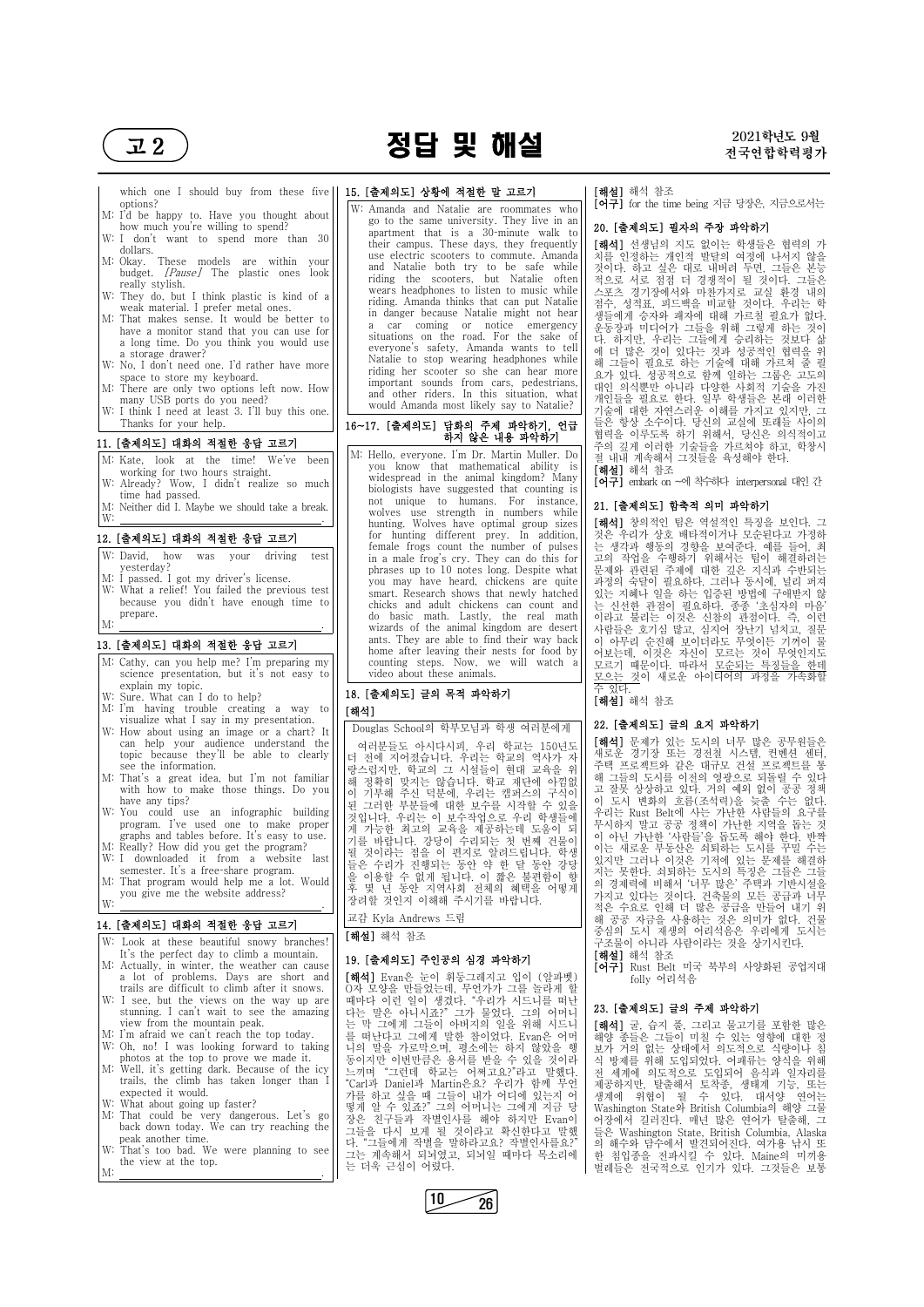which one I should buy from these five options?

M: I'd be happy to. Have you thought about how much you're willing to spend?

W: I don't want to spend more than 30 dollars.

M: Okay. These models are within your budget. *[Pause]* The plastic ones look really stylish.

W: They do, but I think plastic is kind of a weak material. I prefer metal ones.

M: That makes sense. It would be better to have a monitor stand that you can use for a long time. Do you think you would use a storage drawer?

W: No, I don't need one. I'd rather have more space to store my keyboard.

M: There are only two options left now. How many USB ports do you need?

W: I think I need at least 3. I'll buy this one. Thanks for your help.

## 11. [출제의도] 대화의 적절한 응답 고르기

M: Kate, look at the time! We've been working for two hours straight.

W: Already? Wow, I didn't realize so much time had passed.

M: Neither did I. Maybe we should take a break.

W: ________________________________.

## 12. [출제의도] 대화의 적절한 응답 고르기

W: David, how was your driving test yesterday?

M: I passed. I got my driver's license.

W: What a relief! You failed the previous test because you didn't have enough time to prepare.

M: ________________________________.

## 13. [출제의도] 대화의 적절한 응답 고르기

M: Cathy, can you help me? I'm preparing my science presentation, but it's not easy to explain my topic.

W: Sure. What can I do to help?

M: I'm having trouble creating a way to visualize what I say in my presentation.

W: How about using an image or a chart? It can help your audience understand the topic because they'll be able to clearly see the information.

M: That's a great idea, but I'm not familiar with how to make those things. Do you have any tips?

W: You could use an infographic building program. I've used one to make proper graphs and tables before. It's easy to use.

M: Really? How did you get the program?

W: I downloaded it from a website last semester. It's a free-share program.

M: That program would help me a lot. Would you give me the website address?

W: ________________________________.

## 14. [출제의도] 대화의 적절한 응답 고르기

W: Look at these beautiful snowy branches! It's the perfect day to climb a mountain.

M: Actually, in winter, the weather can cause a lot of problems. Days are short and trails are difficult to climb after it snows.

W: I see, but the views on the way up are stunning. I can't wait to see the amazing view from the mountain peak.

M: I'm afraid we can't reach the top today.

W: Oh, no! I was looking forward to taking photos at the top to prove we made it.

M: Well, it's getting dark. Because of the icy trails, the climb has taken longer than I expected it would.

W: What about going up faster?

M: That could be very dangerous. Let's go back down today. We can try reaching the peak another time.

W: That's too bad. We were planning to see the view at the top.

M: ________________________________.

## 15. [출제의도] 상황에 적절한 말 고르기

W: Amanda and Natalie are roommates who go to the same university. They live in an apartment that is a 30-minute walk to their campus. These days, they frequently use electric scooters to commute. Amanda and Natalie both try to be safe while riding the scooters, but Natalie often wears headphones to listen to music while riding. Amanda thinks that can put Natalie in danger because Natalie might not hear a car coming or notice emergency situations on the road. For the sake of everyone's safety, Amanda wants to tell Natalie to stop wearing headphones while riding her scooter so she can hear more important sounds from cars, pedestrians, and other riders. In this situation, what would Amanda most likely say to Natalie?

## 16~17. [출제의도] 담화의 주제 파악하기, 언급하지 않은 내용 파악하기

M: Hello, everyone. I'm Dr. Martin Muller. Do you know that mathematical ability is widespread in the animal kingdom? Many biologists have suggested that counting is not unique to humans. For instance, wolves use strength in numbers while hunting. Wolves have optimal group sizes for hunting different prey. In addition, female frogs count the number of pulses in a male frog's cry. They can do this for phrases up to 10 notes long. Despite what you may have heard, chickens are quite smart. Research shows that newly hatched chicks and adult chickens can count and do basic math. Lastly, the real math wizards of the animal kingdom are desert ants. They are able to find their way back home after leaving their nests for food by counting steps. Now, we will watch a video about these animals.

## 18. [출제의도] 글의 목적 파악하기

**[해석]**

Douglas School의 학부모님과 학생 여러분에게

여러분들도 아시다시피, 우리 학교는 150년도 더 전에 지어졌습니다. 우리는 학교의 역사가 자랑스럽지만, 학교의 그 시설들이 현대 교육을 위해 정확히 맞지는 않습니다. 학교 재단에 아낌없이 기부해 주신 덕분에, 우리는 캠퍼스의 구식이 된 그러한 부분들에 대한 보수를 시작할 수 있을 것입니다. 우리는 이 보수작업으로 우리 학생들에게 가능한 최고의 교육을 제공하는데 도움이 되기를 바랍니다. 강당이 수리되는 첫 번째 건물이 될 것이라는 점을 이 편지로 알려드립니다. 학생들은 우리가 진행되는 동안 약 한 달 동안 강당을 이용할 수 없게 됩니다. 이 짧은 불편함이 향후 몇 년 동안 지역사회 전체의 혜택을 어떻게 장려할 것인지 이해해 주시기를 바랍니다.

교감 Kyla Andrews 드림

**[해설]** 해석 참조

## 19. [출제의도] 주인공의 심경 파악하기

**[해석]** Evan은 눈이 휘둥그레지고 입이 (알파벳) O자 모양을 만들었는데, 무언가가 그를 놀라게 할 때마다 이런 일이 생겼다. "우리가 시드니를 떠난다는 말은 아니시죠?" 그가 물었다. 그의 어머니는 막 그에게 그들이 아버지의 일을 위해 시드니를 떠난다고 그에게 말한 참이었다. Evan은 어머니의 말을 가로막으며, 평소에는 하지 않았을 행동이지만 이번만큼은 용서를 받을 수 있을 것이라 느끼며 "그런데 학교는 어쩌고요?"라고 말했다. "Carl과 Daniel과 Martin은요? 우리가 함께 무언가를 하고 싶을 때 그들이 내가 어디에 있는지 어떻게 알 수 있죠?" 그의 어머니는 그에게 지금 당장은 친구들과 작별인사를 해야 하지만 Evan이 그들을 다시 보게 될 것이라고 확신한다고 말했다. "그들에게 작별을 말하라고요? 작별인사를요?" 그는 계속해서 되뇌었고, 되뇌일 때마다 목소리에는 더욱 근심이 어렸다.

**[해설]** 해석 참조

**[어구]** for the time being 지금 당장은, 지금으로서는

## 20. [출제의도] 필자의 주장 파악하기

**[해석]** 선생님의 지도 없이는 학생들은 협력의 가치를 인정하는 개인적 발달의 여정에 나서지 않을 것이다. 하고 싶은 대로 내버려 두면, 그들은 본능적으로 서로 점점 더 경쟁적이 될 것이다. 그들은 스포츠 경기장에서와 마찬가지로 교실 환경 내의 점수, 성적표, 피드백을 비교할 것이다. 우리는 학생들에게 승자와 패자에 대해 가르칠 필요가 없다. 운동장과 미디어가 그들을 위해 그렇게 하는 것이다. 하지만, 우리는 그들에게 승리하는 것보다 삶에 더 많은 것이 있다는 것과 성공적인 협력을 위해 그들이 필요로 하는 기술에 대해 가르쳐 줄 필요가 있다. 성공적으로 함께 일하는 그룹은 고도의 대인 의식뿐만 아니라 다양한 사회적 기술을 가진 개인들을 필요로 한다. 일부 학생들은 본래 이러한 기술에 대한 자연스러운 이해를 가지고 있지만, 그들은 항상 소수이다. 당신의 교실에 또래들 사이의 협력을 이루도록 하기 위해서, 당신은 의식적이고 주의 깊게 이러한 기술들을 가르쳐야 하고, 학창시절 내내 계속해서 그것들을 육성해야 한다.

**[해설]** 해석 참조

**[어구]** embark on ~에 착수하다 interpersonal 대인 간

## 21. [출제의도] 함축적 의미 파악하기

**[해석]** 창의적인 팀은 역설적인 특징을 보인다. 그것은 우리가 상호 배타적이거나 모순된다고 가정하는 생각과 행동의 경향을 보여준다. 예를 들어, 최고의 작업을 수행하기 위해서는 팀이 해결하려는 문제와 관련된 주제에 대한 깊은 지식과 수반되는 과정의 숙달이 필요하다. 그러나 동시에, 널리 퍼져 있는 지혜나 일을 하는 입증된 방법에 구애받지 않는 신선한 관점이 필요하다. 종종 '초심자의 마음'이라고 불리는 이것은 신참의 관점이다. 즉, 이런 사람들은 호기심 많고, 심지어 장난기 넘치고, 질문이 아무리 순진해 보이더라도 무엇이든 기꺼이 물어보는데, 이것은 자신이 모르는 것이 무엇인지도 모르기 때문이다. 따라서 모순되는 특징들을 한데 모으는 것이 새로운 아이디어의 과정을 가속화할 수 있다.

**[해설]** 해석 참조

## 22. [출제의도] 글의 요지 파악하기

**[해석]** 문제가 있는 도시의 너무 많은 공무원들은 새로운 경기장 또는 경전철 시스템, 컨벤션 센터, 주택 프로젝트와 같은 대규모 건설 프로젝트를 통해 그들의 도시를 이전의 영광으로 되돌릴 수 있다고 잘못 상상하고 있다. 거의 예외 없이 공공 정책이 도시 변화의 흐름(조석력)을 늦출 수는 없다. 우리는 Rust Belt에 사는 가난한 사람들의 요구를 무시하지 말고 공공 정책이 가난한 지역을 돕는 것이 아닌 가난한 '사람들'을 돕도록 해야 한다. 반짝이는 새로운 부동산은 쇠퇴하는 도시를 꾸밀 수는 있지만 그러나 이것은 기저에 있는 문제를 해결하지는 못한다. 쇠퇴하는 도시의 특징은 그들은 그들의 경제력에 비해서 '너무 많은' 주택과 기반시설을 가지고 있다는 것이다. 건축물의 모든 공급과 너무 적은 수요로 인해 더 많은 공급을 만들어 내기 위해 공공 자금을 사용하는 것은 의미가 없다. 건물 중심의 도시 재생의 어리석음은 우리에게 도시는 구조물이 아니라 사람이라는 것을 상기시킨다.

**[해설]** 해석 참조

**[어구]** Rust Belt 미국 북부의 사양화된 공업지대 folly 어리석음

## 23. [출제의도] 글의 주제 파악하기

**[해석]** 굴, 습지 풀, 그리고 물고기를 포함한 많은 해양 종들은 그들이 미칠 수 있는 영향에 대한 정보가 거의 없는 상태에서 의도적으로 식량이나 침식 방제를 위해 도입되었다. 어패류는 양식을 위해 전 세계에 의도적으로 도입되어 음식과 일자리를 제공하지만, 탈출해서 토착종, 생태계 기능, 또는 생계에 위협이 될 수 있다. 대서양 연어는 Washington State와 British Columbia의 해양 그물 어장에서 길러진다. 매년 많은 연어가 탈출해, 그들은 Washington State, British Columbia, Alaska의 해수와 담수에서 발견되어진다. 여가용 낚시 또한 침입종을 전파시킬 수 있다. Maine의 미끼용 벌레들은 전국적으로 인기가 있다. 그것들은 보통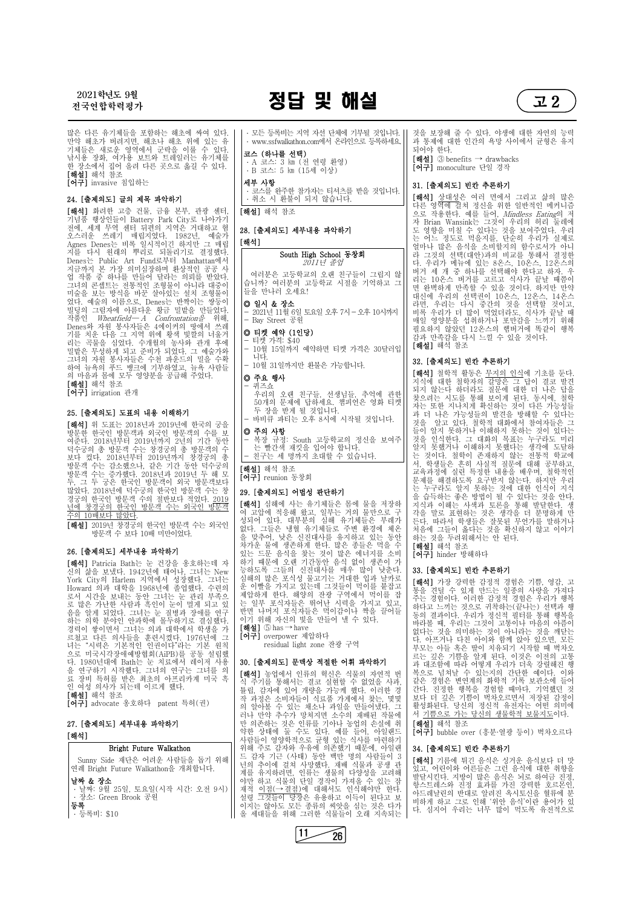많은 다른 유기체들을 포함하는 해초에 싸여 있다. 만약 해초가 버려지면, 해초나 해초 위에 있는 유기체들은 새로운 영역에서 군락을 이룰 수 있다. 낚시용 장화, 여가용 보트와 트레일러는 유기체를 한 장소에서 집어 올려 다른 곳으로 옮길 수 있다.
[해설] 해석 참조
[어구] invasive 침입하는

## 24. [출제의도] 글의 제목 파악하기

[해석] 화려한 고층 건물, 금융 본부, 관광 센터, 기념품 행상인들이 Battery Park City로 나아가기 전에, 세계 무역 센터 뒤편의 지역은 거대하고 텅 오스러운 쓰레기 매립지였다. 1982년, 예술가 Agnes Denes는 비록 일시적이긴 하지만 그 매립지를 다시 원래의 뿌리로 되돌리기로 결정했다. Denes는 Public Art Fund로부터 Manhattan에서 지금까지 본 가장 의미심장하며 환상적인 공공 사업 작품 중 하나를 만들어 달라는 의뢰를 받았다. 그녀의 콘셉트는 전통적인 조형물이 아니라 대중이 미술을 보는 방식을 바꾼 살아있는 설치 조형물이었다. 예술의 이름으로, Denes는 반짝이는 쌍둥이 빌딩의 그림자에 아름다운 황금 밀밭을 만들었다. 작품인 *Wheatfield — A Confrontation*을 위해, Denes와 자원 봉사자들은 4에이커의 땅에서 쓰레기를 치운 다음 그 지역 위에 황색 빛깔의 너울거리는 곡물을 심었다. 수개월의 농사와 관개 후에 밀밭은 무성하게 되고 준비가 되었다. 그 예술가와 그녀의 자원 봉사자들은 수천 파운드의 밀을 수확하여 뉴욕의 푸드 뱅크에 기부하였고, 뉴욕 사람들의 마음과 몸에 모두 영양분을 공급해 주었다.
[해설] 해석 참조
[어구] irrigation 관개

## 25. [출제의도] 도표의 내용 이해하기

[해석] 위 도표는 2018년과 2019년에 한국의 궁을 방문한 한국인 방문객과 외국인 방문객의 수를 보여준다. 2018년부터 2019년까지 2년의 기간 동안 덕수궁의 총 방문객 수는 창경궁의 총 방문객의 수보다 컸다. 2018년부터 2019년까지 창경궁의 총 방문객 수는 감소했으나, 같은 기간 동안 덕수궁의 방문객 수는 증가했다. 2018년과 2019년 두 해 모두, 그 두 궁은 한국인 방문객이 외국 방문객보다 많았다. 2018년에 덕수궁의 한국인 방문객 수는 창경궁의 한국인 방문객 수의 절반보다 적었다. 2019년에 창경궁의 한국인 방문객 수는 외국인 방문객 수의 10배보다 많았다.
[해설] 2019년 창경궁의 한국인 방문객 수는 외국인 방문객 수 보다 10배 미만이었다.

## 26. [출제의도] 세부내용 파악하기

[해석] Patricia Bath는 눈 건강을 옹호하는데 자신의 삶을 보냈다. 1942년에 태어나, 그녀는 New York City의 Harlem 지역에서 성장했다. 그녀는 Howard 의과 대학을 1968년에 졸업했다. 수련의로서 시간을 보내는 동안 그녀는 눈 관리 부족으로 많은 가난한 사람과 흑인이 눈이 멀게 되고 있음을 알게 되었다. 그녀는 눈 질병과 장애를 연구하는 의학 분야인 안과학에 몰두하기로 결심했다. 경력이 쌓이면서 그녀는 의과 대학에서 학생을 가르쳤고 다른 의사들을 훈련시켰다. 1976년에 그녀는 "시력은 기본적인 인권이다"라는 기본 원칙으로 미국시각장애예방협회(AiPB)를 공동 설립했다. 1980년대에 Bath는 눈 치료에서 레이저 사용을 연구하기 시작했다. 그녀의 연구는 그녀를 의료 장비 특허를 받은 최초의 아프리카계 미국 흑인 여성 의사가 되는데 이르게 했다.
[해설] 해석 참조
[어구] advocate 옹호하다 patent 특허(권)

## 27. [출제의도] 세부내용 파악하기

[해석]

**Bright Future Walkathon**

Sunny Side 재단은 어려운 사람들을 돕기 위해 연례 Bright Future Walkathon을 개최합니다.

**날짜 & 장소**
- 날짜: 9월 25일, 토요일(시작 시간: 오전 9시)
- 장소: Green Brook 공원

**등록**
- 등록비: $10
- 모든 등록비는 지역 자선 단체에 기부될 것입니다.
- www.ssfwalkathon.com에서 온라인으로 등록하세요.

**코스 (하나를 선택)**
- A 코스: 3 ㎞ (전 연령 환영)
- B 코스: 5 ㎞ (15세 이상)

**세부 사항**
- 코스를 완주한 참가자는 티셔츠를 받을 것입니다.
- 취소 시 환불이 되지 않습니다.

[해설] 해석 참조

## 28. [출제의도] 세부내용 파악하기

[해석]

**South High School 동창회**
*2011년 졸업*

여러분은 고등학교의 오랜 친구들이 그립지 않습니까? 여러분은 고등학교 시절을 기억하고 그들을 만나러 오세요!

**◎ 일시 & 장소**
- 2021년 11월 6일 토요일 오후 7시 – 오후 10시까지
- Bay Street 공원

**◎ 티켓 예약 (1인당)**
- 티켓 가격: $40
- 10월 15일까지 예약하면 티켓 가격은 30달러입니다.
- 10월 31일까지만 환불은 가능합니다.

**◎ 주요 행사**
- 퀴즈쇼
  우리의 오랜 친구들, 선생님들, 추억에 관한 50개의 문제에 답하세요. 챔피언은 영화 티켓 두 장을 받게 될 것입니다.
- 바비큐 파티는 오후 8시에 시작될 것입니다.

**◎ 주의 사항**
- 복장 규정: South 고등학교의 정신을 보여주는 빨간색 재킷을 입어야 합니다.
- 친구는 세 명까지 초대할 수 있습니다.

[해설] 해석 참조
[어구] reunion 동창회

## 29. [출제의도] 어법성 판단하기

[해석] 심해에 사는 유기체들은 몸에 물을 저장하여 고압에 적응해 왔고, 일부는 거의 물만으로 구성되어 있다. 대부분의 심해 유기체들은 부레가 없다. 그들은 냉혈 유기체로 주변 환경에 체온을 맞추어, 낮은 신진대사를 유지하고 있는 동안 차가운 물에 생존하게 한다. 많은 종들은 먹을 수 있는 드문 음식을 찾는 것이 많은 에너지를 소비하기 때문에 오랜 기간동안 음식 없이 생존이 가능하도록 그들의 신진대사를 매우 많이 낮춘다. 심해의 많은 포식성 물고기는 거대한 입과 날카로운 이빨을 가지고 있는데 그것들이 먹이를 붙잡고 제압하게 한다. 해양의 잔광 구역에서 먹이를 잡는 일부 포식자들은 뛰어난 시력을 가지고 있고, 반면 나머지 포식자들은 먹이감이나 짝을 끌어들이기 위해 자신의 빛을 만들어 낼 수 있다.
[해설] ⑤ has → have
[어구] overpower 제압하다
residual light zone 잔광 구역

## 30. [출제의도] 문맥상 적절한 어휘 파악하기

[해석] 농업에서 인류의 혁신은 식물의 자연적 번식 주기를 통해서는 결코 실현할 수 없었을 사과, 튤립, 감자에 있어 개량을 가능케 했다. 이러한 경작 과정은 소비자들이 식료품 가게에서 찾는, 몇몇의 알아볼 수 있는 채소나 과일을 만들어냈다. 그러나 만약 추수가 망쳐지면 소수의 재배된 작물에만 의존하는 것은 인류를 기아나 농업의 손실에 취약한 상태에 둘 수도 있다. 예를 들어, 아일랜드 사람들이 영양학적으로 균형 있는 식사를 마련하기 위해 주로 감자와 우유에 의존했기 때문에, 아일랜드 감자 기근 (사태) 동안 백만 명의 사람들이 3년의 주기에 걸쳐 사망했다. 재배 식물과 공생 관계를 유지하려면, 인류는 생물의 다양성을 고려해야만 하고 식물의 단일 경작이 가져올 수 있는 잠재적 이점(→ 결점)에 대해서도 인식해야만 한다. 설령 그것들이 당장은 유용하고 이득이 된다고 보이지는 않아도 모든 종류의 씨앗을 심는 것은 다가올 세대들을 위해 그러한 식물들이 오래 지속되는 것을 보장해 줄 수 있다. 야생에 대한 자연의 능력과 통제에 대한 인간의 욕망 사이에서 균형은 유지되어야 한다.
[해설] ③ benefits → drawbacks
[어구] monoculture 단일 경작

## 31. [출제의도] 빈칸 추론하기

[해석] 상대성은 여러 면에서 그리고 삶의 많은 다른 영역에 걸쳐 정신을 위한 일반적인 메커니즘으로 작용한다. 예를 들어, *Mindless Eating*의 저자 Brian Wansink는 그것이 우리의 허리 둘레에도 영향을 미칠 수 있다는 것을 보여주었다. 우리는 어느 정도로 먹을지를, 단순히 우리가 실제로 얼마나 많은 음식을 소비할지의 함수로서가 아니라 그것의 선택(대안)과의 비교를 통해서 결정한다. 우리가 메뉴에 있는 8온스, 10온스, 12온스의 버거 세 개 중 하나를 선택해야 한다고 하자. 우리는 10온스 버거를 고르고 식사가 끝날 때쯤이면 완벽하게 만족할 수 있을 것이다. 하지만 만약 대신에 우리의 선택권이 10온스, 12온스, 14온스라면, 우리는 다시 중간의 것을 선택할 것이고, 비록 우리가 더 많이 먹었더라도, 식사가 끝날 때 매일 영양분을 섭취하거나 포만감을 느끼기 위해 필요하지 않았던 12온스의 햄버거에 똑같이 행복감과 만족감을 다시 느낄 수 있을 것이다.
[해설] 해석 참조

## 32. [출제의도] 빈칸 추론하기

[해석] 철학적 활동은 무지의 인식에 기초를 둔다. 지식에 대한 철학자의 갈망은 그 답이 결코 발견되지 않는다 하더라도 질문에 대한 더 나은 답을 찾으려는 시도를 통해 보이게 된다. 동시에, 철학자는 또한 지나치게 확신하는 것이 다른 가능성들과 더 나은 가능성들의 발견을 방해할 수 있다는 것을 알고 있다. 철학적 대화에서 참여자들은 그들이 알지 못하거나 이해하지 못하는 것이 있다는 것을 인식한다. 그 대화의 목표는 누구라도 미리 알지 못했거나 이해하지 못했다는 생각에 도달하는 것이다. 철학이 존재하지 않는 전통적 학교에서, 학생들은 흔히 사실적 질문에 대해 공부하고, 교육과정에 실린 특정한 내용을 배우며, 철학적인 문제를 해결하도록 요구받지 않는다. 하지만 우리는 누구라도 알지 못하는 것에 대한 인식이 지식을 습득하는 좋은 방법이 될 수 있다는 것을 안다. 지식과 이해는 사색과 토론을 통해 발달한다. 생각을 말로 표현하는 것은 생각을 더 명확하게 만든다. 따라서 학생들은 잘못된 무언가를 말하거나 처음에 그들이 옳다는 것을 확신하지 않고 이야기하는 것을 두려워해서는 안 된다.
[해설] 해석 참조
[어구] hinder 방해하다

## 33. [출제의도] 빈칸 추론하기

[해석] 가장 강력한 감정적 경험은 기쁨, 영감, 고통을 견딜 수 있게 만드는 일종의 사랑을 가져다 주는 경험이다. 이러한 감정적 경험은 우리가 행복하다고 느끼는 것으로 귀착하는(끝나는) 선택과 행동의 결과이다. 우리가 정신적 필터를 통해 행복을 바라볼 때, 우리는 그것이 고통이나 마음의 아픔이 없다는 것을 의미하는 것이 아니라는 것을 깨닫는다. 아프거나 다친 아이와 함께 앉아 있으면, 모든 부모는 아들 혹은 딸이 치유되기 시작할 때 벅차오르는 깊은 기쁨을 알게 된다. 이것은 이전의 고통과 대조함에 따라 어떻게 우리가 더욱 강렬해진 행복으로 넘쳐날 수 있는지의 간단한 예이다. 이와 같은 경험은 변연계의 화학적 기록 보관소에 들어간다. 진정한 행복을 경험한 때마다, 기억했던 것보다 더 깊은 기쁨이 벅차오르면서 저장된 감정이 활성화된다. 당신의 정신적 유전자는 어떤 의미에서 기쁨으로 가는 당신의 생물학적 보물지도이다.
[해설] 해석 참조
[어구] bubble over (흥분·열광 등이) 벅차오르다

## 34. [출제의도] 빈칸 추론하기

[해석] 기름에 튀긴 음식은 싱거운 음식보다 더 맛있고, 어린이와 어른들은 그런 음식에 대한 취향을 발달시킨다. 지방이 많은 음식은 뇌로 하여금 진정, 항스트레스와 진정 효과를 가진 강력한 호르몬인, 아드레날린의 반대로 알려진 옥시토신을 혈류에 분비하게 하고 그로 인해 '위안 음식'이란 용어가 있다. 심지어 우리는 너무 많이 먹도록 유전적으로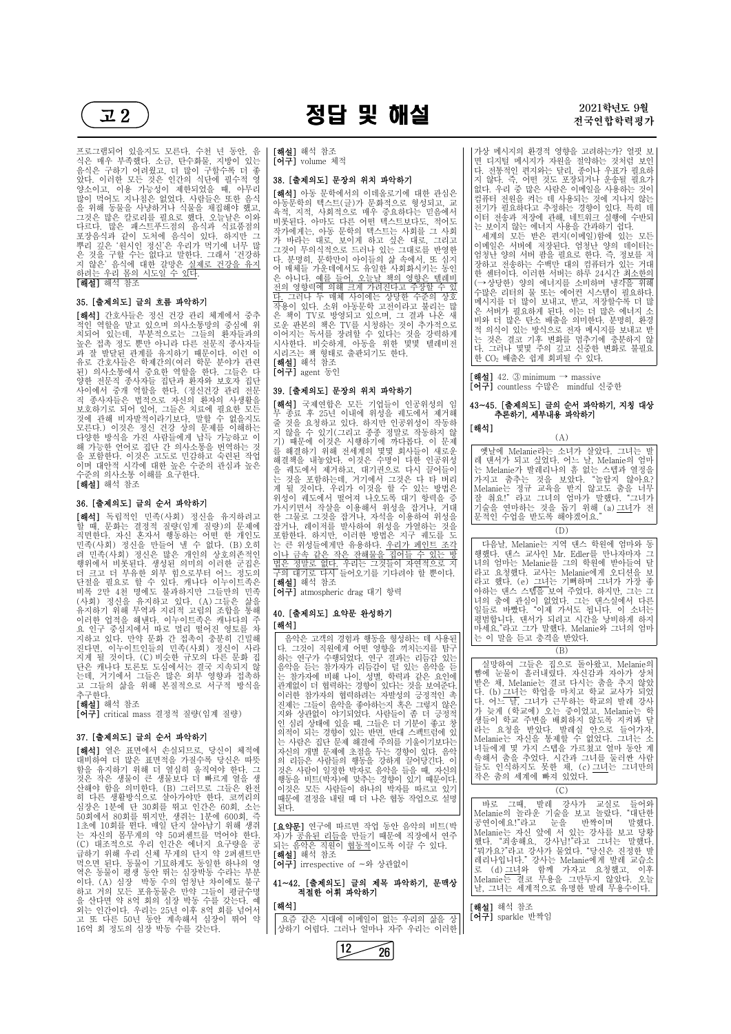프로그램되어 있을지도 모른다. 수천 년 동안, 음식은 매우 부족했다. 소금, 탄수화물, 지방이 있는 음식은 구하기 어려웠고, 더 많이 구할수록 더 좋았다. 이러한 모든 것은 인간의 식단에 필수적 영양소이고, 이용 가능성이 제한되었을 때, 아무리 많이 먹어도 지나치진 않았다. 사람들은 또한 음식을 위해 동물을 사냥하거나 식물을 채집해야 했고, 그것은 많은 칼로리를 필요로 했다. 오늘날은 이와 다르다. 많은 패스트푸드점의 음식과 식료품점의 포장음식과 같이 도처에 음식이 있다. 하지만 그 뿌리 깊은 '원시인 정신'은 우리가 먹기에 너무 많은 것을 구할 수는 없다고 말한다. 그래서 '건강하지 않은' 음식에 대한 갈망은 실제로 건강을 유지하려는 우리 몸의 시도일 수 있다.

[해설] 해석 참조

### 35. [출제의도] 글의 흐름 파악하기

[해석] 간호사들은 정신 건강 관리 체계에서 중추적인 역할을 맡고 있으며 의사소통망의 중심에 위치하고 있는데, 부분적으로는 그들의 환자들과의 높은 접촉 정도 뿐만 아니라 다른 전문직 종사자들과 잘 발달된 관계를 유지하기 때문이다. 이런 이유로 간호사들은 학제간의(여러 학문 분야가 관련된) 의사소통에서 중요한 역할을 한다. 그들은 다양한 전문직 종사자들과 집단과 환자와 보호자 집단 사이에서 중개 역할을 한다. (정신건강 관리 전문직 종사자들은 법적으로 자신의 환자의 사생활을 보호하기로 되어 있어, 그들은 치료에 필요한 모든 것에 관해 비자발적이라기보다, 말할 수 없을지도 모른다.) 이것은 정신 건강 상의 문제를 이해하는 다양한 방식을 가진 사람들에게 납득 가능하고 이해 가능한 언어로 집단 간 의사소통을 번역하는 것을 포함한다. 이것은 고도로 민감하고 숙련된 작업이며 대안적 시각에 대한 높은 수준의 관심과 높은 수준의 의사소통 이해를 요구한다.

[해설] 해석 참조

### 36. [출제의도] 글의 순서 파악하기

[해석] 독립적인 민족(사회) 정신을 유지하려고 할 때, 문화는 결정적 질량(임계 질량)의 문제에 직면한다. 자신 혼자서 행동하는 어떤 한 개인도 민족(사회) 정신을 만들어 낼 수 없다. (B) 오히려 민족(사회) 정신은 많은 개인의 상호의존적인 행위에서 비롯된다. 생성된 의미의 이러한 군집은 더 크고 더 무유한 외부 힘으로부터 어느 정도의 단절을 필요로 할 수 있다. 캐나다 이누이트족은 비록 2만 4천 명에도 불과하지만 그들만의 민족(사회) 정신을 유지하고 있다. (A) 그들은 삶을 유지하기 위해 무역과 지리적 고립의 조합을 통해 이러한 업적을 해낸다. 이누이트족은 캐나다의 주요 인구 중심지에서 따로 멀리 떨어진 영토를 차지하고 있다. 만약 문화 간 접촉이 충분히 긴밀해진다면, 이누이트인들의 민족(사회) 정신이 사라지게 될 것이다. (C) 비슷한 규모의 다른 문화 집단은 캐나다 토론토 도심에서는 결국 지속되지 않는데, 거기에서 그들은 많은 외부 영향과 접촉하고 그들의 삶을 위해 본질적으로 서구적 방식을 추구한다.

[해설] 해석 참조

[어구] critical mass 결정적 질량(임계 질량)

### 37. [출제의도] 글의 순서 파악하기

[해석] 열은 표면에서 손실되므로, 당신이 체적에 대비하여 더 많은 표면적을 가질수록 당신은 따뜻함을 유지하기 위해 더 열심히 움직여야 한다. 그것은 작은 생물이 큰 생물보다 더 빠르게 열을 생산해야 함을 의미한다. (B) 그러므로 그들은 완전히 다른 생활방식으로 살아가야만 한다. 코끼리의 심장은 1분에 단 30회를 뛰고 인간은 60회, 소는 50회에서 80회를 뛰지만, 생쥐는 1분에 600회, 즉 1초에 10회를 뛴다. 매일 단지 살아남기 위해 생쥐는 자신의 몸무게의 약 50퍼센트를 먹어야 한다. (C) 대조적으로 우리 인간은 에너지 요구량을 공급하기 위해 우리 신체 무게의 단지 약 2퍼센트만 먹으면 된다. 동물이 기묘하게도 동일한 하나의 영역은 동물이 평생 동안 뛰는 심장박동 수라는 부분이다. (A) 심장 박동 수의 엄청난 차이에도 불구하고 거의 모든 포유동물은 만약 그들이 평균수명을 산다면 약 8억 회의 심장 박동 수를 갖는다. 예외는 인간이다. 우리는 25년 이후 8억 회를 넘어서고 또 다른 50년 동안 계속해서 심장이 뛰어 약 16억 회 정도의 심장 박동 수를 갖는다.

[해설] 해석 참조

[어구] volume 체적

### 38. [출제의도] 문장의 위치 파악하기

[해석] 아동 문학에서의 이데올로기에 대한 관심은 아동문학의 텍스트(글)가 문화적으로 형성되고, 교육적, 지적, 사회적으로 매우 중요하다는 믿음에서 비롯된다. 아마도 다른 어떤 텍스트보다도, 적어도 작가에게는, 아동 문학의 텍스트는 사회를 그 사회가 바라는 대로, 보이게 하고 싶은 대로, 그리고 그것이 무의식적으로 드러나 있는 그대로를 반영한다. 분명히, 문학만이 아이들의 삶 속에서, 또 실지어 매체들 가운데에서도 유일한 사회화시키는 동인은 아니다. 예를 들어, 오늘날 책의 영향은 텔레비전의 영향력에 의해 크게 가려진다고 주장할 수 있다. 그러나 두 매체 사이에는 상당한 수준의 상호작용이 있다. 소위 아동문학 고전이라고 불리는 많은 책이 TV로 방영되고 있으며, 그 결과 나온 새로운 판본의 책은 TV를 시청하는 것이 추가적으로 이어지는 독서를 장려할 수 있다는 것을 강력하게 시사한다. 비슷하게, 아동을 위한 몇몇 텔레비전 시리즈는 책 형태로 출판되기도 한다.

[해설] 해석 참조

[어구] agent 동인

### 39. [출제의도] 문장의 위치 파악하기

[해석] 국제연합은 모든 기업들이 인공위성의 임무 종료 후 25년 이내에 위성을 궤도에서 제거해 줄 것을 요청하고 있다. 하지만 인공위성이 작동하지 않을 수 있기(그리고 종종 정말로 작동하지 않기) 때문에 이것은 시행하기에 까다롭다. 이 문제를 해결하기 위해 전세계의 몇몇 회사들이 새로운 해결책을 내놓았다. 이것은 수명이 다한 인공위성을 궤도에서 제거하고, 대기권으로 다시 끌어들이는 것을 포함하는데, 거기에서 그것은 다 타 버리게 될 것이다. 우리가 이것을 할 수 있는 방법은 위성이 궤도에서 떨어져 나오도록 대기 항력을 증가시키면서 작살을 이용해서 위성을 잡거나, 거대한 그물로 그것을 잡거나, 자석을 이용하여 위성을 잡거나, 레이저를 발사하여 위성을 가열하는 것을 포함한다. 하지만, 이러한 방법은 지구 궤도를 도는 큰 위성들에게만 유용하다. 우리가 페인트 조각이나 금속 같은 작은 잔해들을 집어들 수 있는 방법은 정말로 없다. 우리는 그것들이 자연적으로 지구의 대기로 다시 들어오기를 기다리야 할 뿐이다.

[해설] 해석 참조

[어구] atmospheric drag 대기 항력

### 40. [출제의도] 요약문 완성하기

[해석]

음악은 고객의 경험과 행동을 형성하는 데 사용된다. 그것이 직원에게 어떤 영향을 끼치는지를 탐구하는 연구가 수행되었다. 연구 결과는 리듬감 있는 음악을 듣는 참가자가 리듬감이 덜 있는 음악을 듣는 참가자에 비해 나이, 성별, 학력과 같은 요인에 관계없이 더 협력하는 경향이 있다는 것을 보여준다. 이러한 참가자의 협력하려는 자발성의 긍정적인 측면은 그들이 음악을 좋아하는지 혹은 그렇지 않은지와 상관없이 야기되었다. 사람들이 좀 더 긍정적인 심리 상태에 있을 때, 그들은 더 기분이 좋고 창의적이 되는 경향이 있는 반면, 반대 스펙트럼에 있는 사람은 집단 문제 해결에 주의를 기울이기보다는 자신의 개별 문제에 초점을 두는 경향이 있다. 음악의 리듬은 사람들의 행동을 강하게 끌어당긴다. 이것은 사람이 일정한 박자로 음악을 들을 때, 자신의 행동을 비트(박자)에 맞추는 경향이 있기 때문이다. 이것은 모든 사람들이 하나의 박자를 따르고 있기 때문에 결정을 내릴 때 더 나은 협동 작업으로 설명된다.

[요약문] 연구에 따르면 작업 동안 음악의 비트(박자)가 공유된 리듬을 만들기 때문에 직장에서 연주되는 음악은 직원이 협동적이도록 이끌 수 있다.

[해설] 해석 참조

[어구] irrespective of ~와 상관없이

### 41~42. [출제의도] 글의 제목 파악하기, 문맥상 적절한 어휘 파악하기

[해석]

요즘 같은 시대에 이메일이 없는 우리의 삶을 상상하기 어렵다. 그러나 얼마나 자주 우리는 이러한 가상 메시지의 환경적 영향을 고려하는가? 얼핏 보면 디지털 메시지가 자원을 절약하는 것처럼 보인다. 전통적인 편지와는 달리, 종이나 우표가 필요하지 않다. 즉, 어떤 것도 포장되거나 운송될 필요가 없다. 우리 중 많은 사람은 이메일을 사용하는 것이 컴퓨터 전원을 켜는 데 사용되는 것에 지나지 않는 전기가 필요하다고 추정하는 경향이 있다. 특히 데이터 전송과 저장에 관해, 네트워크 실행에 수반되는 보이지 않는 에너지 사용을 간과하기 쉽다.

세계의 모든 받은 편지(이메일)함에 있는 모든 이메일은 서버에 저장된다. 엄청난 양의 데이터는 엄청난 양의 서버 팜을 필요로 한다. 즉, 정보를 저장하고 전송하는 수백만 대의 컴퓨터가 있는 거대한 센터이다. 이러한 서버는 하루 24시간 최소한의(→상당한) 양의 에너지를 소비하며 냉각을 위해 수많은 리터의 물 또는 에어컨 시스템이 필요하다. 메시지를 더 많이 보내고, 받고, 저장할수록 더 많은 서버가 필요하게 된다. 이는 더 많은 에너지 소비와 더 많은 탄소 배출을 의미한다. 분명히, 환경적 의식이 있는 방식으로 전자 메시지를 보내고 받는 것은 결코 기후 변화를 멈추기에 충분하지 않다. 그러나 몇몇 주의 깊고 신중한 변화로 불필요한 $CO_2$ 배출은 쉽게 회피될 수 있다.

[해설] 42. ③ minimum → massive

[어구] countless 수많은 mindful 신중한

### 43~45. [출제의도] 글의 순서 파악하기, 지칭 대상 추론하기, 세부내용 파악하기

[해석]

(A)

옛날에 Melanie라는 소녀가 살았다. 그녀는 발레 댄서가 되고 싶었다. 어느 날, Melanie의 엄마는 Melanie가 발레리나의 흠 없는 스텝과 열정을 가지고 춤추는 것을 보았다. "놀랍지 않아요? Melanie는 정규 교육을 받지 않고도 춤을 너무 잘 춰요!" 라고 그녀의 엄마가 말했다. "그녀가 기술을 연마하는 것을 돕기 위해 (a) 그녀가 전문적인 수업을 반드시 해야겠어요."

(D)

다음날, Melanie는 지역 댄스 학원에 엄마와 동행했다. 댄스 교사인 Mr. Edler를 만나자마자 그녀의 엄마는 Melanie를 그의 학원에 받아들여 달라고 요청했다. 교사는 Melanie에게 오디션을 보라고 했다. (e) 그녀는 기뻐하며 그녀가 가장 좋아하는 댄스 스텝을 보여 주었다. 하지만, 그는 그녀의 춤에 관심이 없었다. 그는 댄스실에서 다른 일들로 바빴다. "이제 가셔도 됩니다. 이 소녀는 평범합니다. 댄서가 되려고 시간을 낭비하게 하지 마세요."라고 그가 말했다. Melanie와 그녀의 엄마는 이 말을 듣고 충격을 받았다.

(B)

실망하여 그들은 집으로 돌아왔고, Melanie의 뺨에 눈물이 흘러내렸다. 자신감과 자아가 상처받은 채, Melanie는 결코 다시는 춤을 추지 않았다. (b) 그녀는 학업을 마치고 학교 교사가 되었다. 어느 날, 그녀가 근무하는 학교의 발레 강사가 늦게 (학교에) 오는 중이었고, Melanie는 학생들이 학교 주변을 배회하지 않도록 지켜봐 달라는 요청을 받았다. 발레실 안으로 들어가자, Melanie는 자신을 통제할 수 없었다. 그녀는 소녀들에게 몇 가지 스텝을 가르쳤고 얼마 동안 계속해서 춤을 추었다. 시간과 그녀를 둘러싼 사람들도 인식하지도 못한 채, (c) 그녀는 그녀만의 작은 춤의 세계에 빠져 있었다.

(C)

바로 그때, 발레 강사가 교실로 들어와 Melanie의 놀라운 기술을 보고 놀랐다. "대단한 공연이에요!"라고 눈을 반짝이며 말했다. Melanie는 자신 앞에 서 있는 강사를 보고 당황했다. "죄송해요, 강사님!"라고 그녀는 말했다. "뭐가요?"라고 강사가 물었다. "당신은 진정한 발레리나입니다." 강사는 Melanie에게 발레 교습소로 (d) 그녀와 함께 가자고 요청했고, 이후 Melanie는 결코 무용을 그만두지 않았다. 오늘날, 그녀는 세계적으로 유명한 발레 무용수이다.

[해설] 해석 참조

[어구] sparkle 반짝임